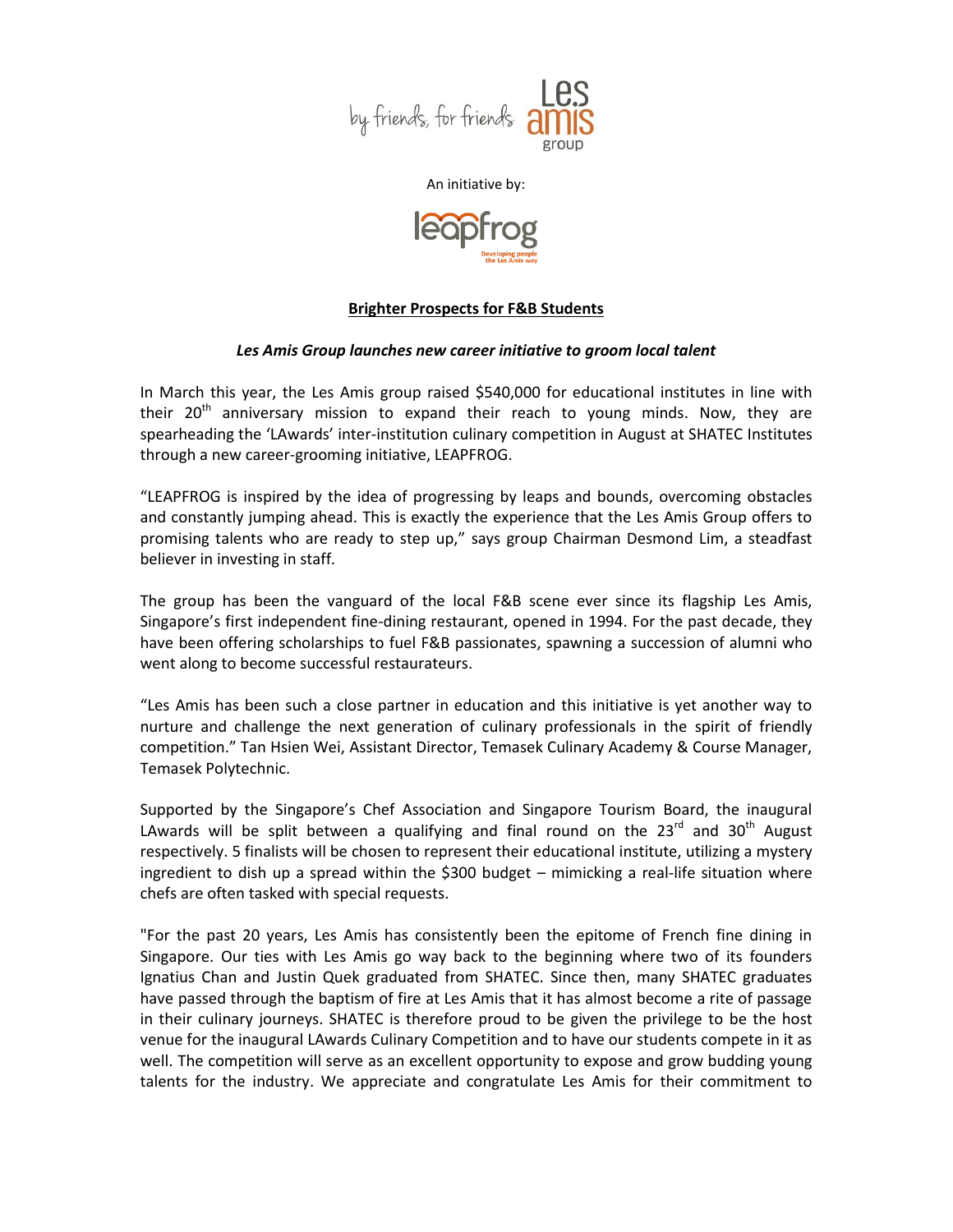by friends, for friends Les amis group

An initiative by:

leapfrog Developing people the Les Amis way

**Brighter Prospects for F&B Students**

***Les Amis Group launches new career initiative to groom local talent***

In March this year, the Les Amis group raised $540,000 for educational institutes in line with their 20th anniversary mission to expand their reach to young minds. Now, they are spearheading the 'LAwards' inter-institution culinary competition in August at SHATEC Institutes through a new career-grooming initiative, LEAPFROG.

"LEAPFROG is inspired by the idea of progressing by leaps and bounds, overcoming obstacles and constantly jumping ahead. This is exactly the experience that the Les Amis Group offers to promising talents who are ready to step up," says group Chairman Desmond Lim, a steadfast believer in investing in staff.

The group has been the vanguard of the local F&B scene ever since its flagship Les Amis, Singapore's first independent fine-dining restaurant, opened in 1994. For the past decade, they have been offering scholarships to fuel F&B passionates, spawning a succession of alumni who went along to become successful restaurateurs.

"Les Amis has been such a close partner in education and this initiative is yet another way to nurture and challenge the next generation of culinary professionals in the spirit of friendly competition." Tan Hsien Wei, Assistant Director, Temasek Culinary Academy & Course Manager, Temasek Polytechnic.

Supported by the Singapore's Chef Association and Singapore Tourism Board, the inaugural LAwards will be split between a qualifying and final round on the 23rd and 30th August respectively. 5 finalists will be chosen to represent their educational institute, utilizing a mystery ingredient to dish up a spread within the $300 budget – mimicking a real-life situation where chefs are often tasked with special requests.

"For the past 20 years, Les Amis has consistently been the epitome of French fine dining in Singapore. Our ties with Les Amis go way back to the beginning where two of its founders Ignatius Chan and Justin Quek graduated from SHATEC. Since then, many SHATEC graduates have passed through the baptism of fire at Les Amis that it has almost become a rite of passage in their culinary journeys. SHATEC is therefore proud to be given the privilege to be the host venue for the inaugural LAwards Culinary Competition and to have our students compete in it as well. The competition will serve as an excellent opportunity to expose and grow budding young talents for the industry. We appreciate and congratulate Les Amis for their commitment to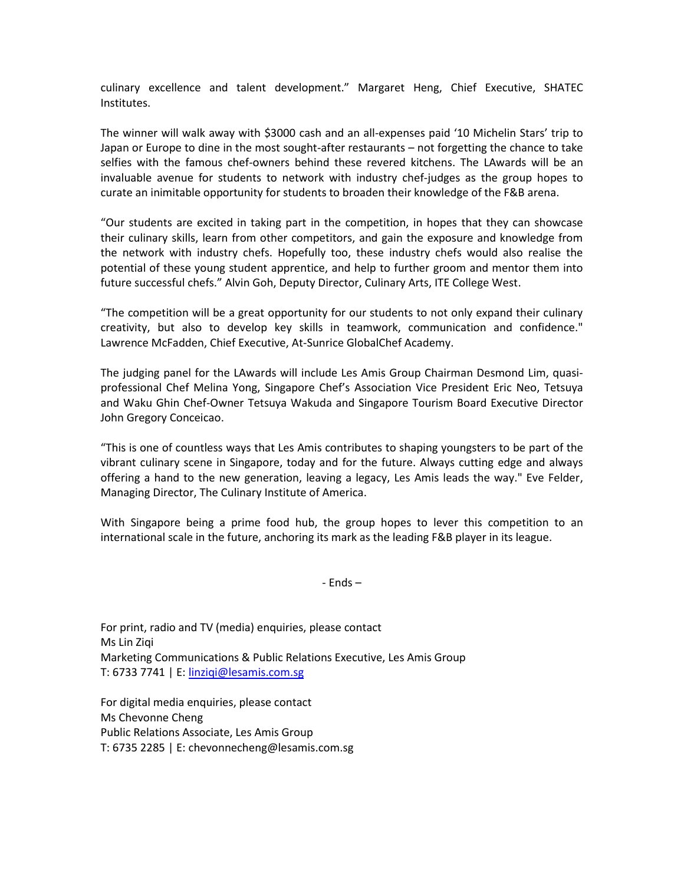culinary excellence and talent development." Margaret Heng, Chief Executive, SHATEC Institutes.

The winner will walk away with $3000 cash and an all-expenses paid '10 Michelin Stars' trip to Japan or Europe to dine in the most sought-after restaurants – not forgetting the chance to take selfies with the famous chef-owners behind these revered kitchens. The LAwards will be an invaluable avenue for students to network with industry chef-judges as the group hopes to curate an inimitable opportunity for students to broaden their knowledge of the F&B arena.

"Our students are excited in taking part in the competition, in hopes that they can showcase their culinary skills, learn from other competitors, and gain the exposure and knowledge from the network with industry chefs. Hopefully too, these industry chefs would also realise the potential of these young student apprentice, and help to further groom and mentor them into future successful chefs." Alvin Goh, Deputy Director, Culinary Arts, ITE College West.

"The competition will be a great opportunity for our students to not only expand their culinary creativity, but also to develop key skills in teamwork, communication and confidence." Lawrence McFadden, Chief Executive, At-Sunrice GlobalChef Academy.

The judging panel for the LAwards will include Les Amis Group Chairman Desmond Lim, quasi-professional Chef Melina Yong, Singapore Chef's Association Vice President Eric Neo, Tetsuya and Waku Ghin Chef-Owner Tetsuya Wakuda and Singapore Tourism Board Executive Director John Gregory Conceicao.

"This is one of countless ways that Les Amis contributes to shaping youngsters to be part of the vibrant culinary scene in Singapore, today and for the future. Always cutting edge and always offering a hand to the new generation, leaving a legacy, Les Amis leads the way." Eve Felder, Managing Director, The Culinary Institute of America.

With Singapore being a prime food hub, the group hopes to lever this competition to an international scale in the future, anchoring its mark as the leading F&B player in its league.

- Ends –

For print, radio and TV (media) enquiries, please contact
Ms Lin Ziqi
Marketing Communications & Public Relations Executive, Les Amis Group
T: 6733 7741 | E: linziqi@lesamis.com.sg

For digital media enquiries, please contact
Ms Chevonne Cheng
Public Relations Associate, Les Amis Group
T: 6735 2285 | E: chevonnecheng@lesamis.com.sg